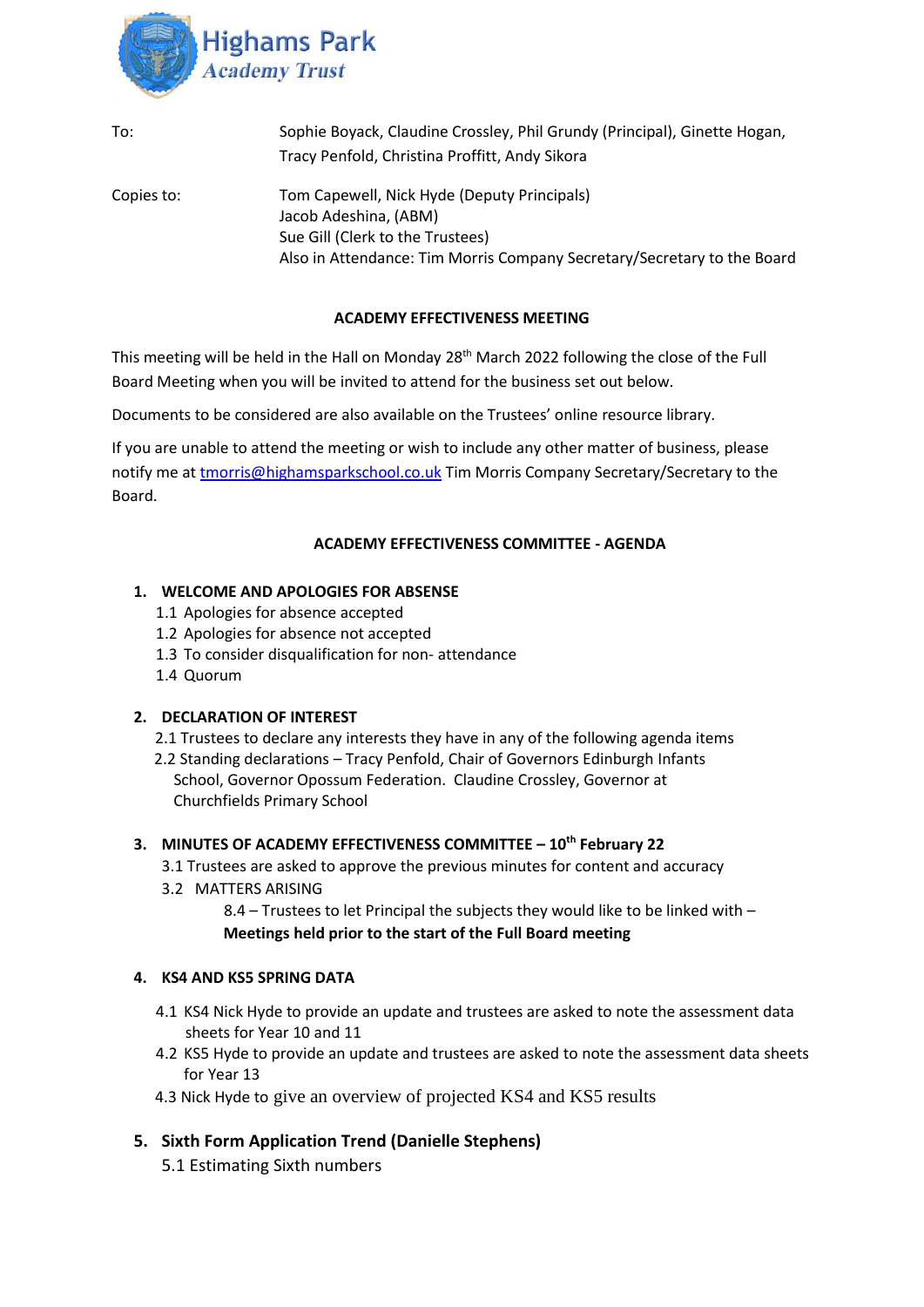**Highams Park**
*Academy Trust*

| | |
|---|---|
| To: | Sophie Boyack, Claudine Crossley, Phil Grundy (Principal), Ginette Hogan, Tracy Penfold, Christina Proffitt, Andy Sikora |
| Copies to: | Tom Capewell, Nick Hyde (Deputy Principals)<br>Jacob Adeshina, (ABM)<br>Sue Gill (Clerk to the Trustees)<br>Also in Attendance: Tim Morris Company Secretary/Secretary to the Board |

**ACADEMY EFFECTIVENESS MEETING**

This meeting will be held in the Hall on Monday 28th March 2022 following the close of the Full Board Meeting when you will be invited to attend for the business set out below.

Documents to be considered are also available on the Trustees' online resource library.

If you are unable to attend the meeting or wish to include any other matter of business, please notify me at tmorris@highamsparkschool.co.uk Tim Morris Company Secretary/Secretary to the Board.

**ACADEMY EFFECTIVENESS COMMITTEE - AGENDA**

1. **WELCOME AND APOLOGIES FOR ABSENSE**
   - 1.1 Apologies for absence accepted
   - 1.2 Apologies for absence not accepted
   - 1.3 To consider disqualification for non- attendance
   - 1.4 Quorum

2. **DECLARATION OF INTEREST**
   - 2.1 Trustees to declare any interests they have in any of the following agenda items
   - 2.2 Standing declarations – Tracy Penfold, Chair of Governors Edinburgh Infants School, Governor Opossum Federation. Claudine Crossley, Governor at Churchfields Primary School

3. **MINUTES OF ACADEMY EFFECTIVENESS COMMITTEE – 10th February 22**
   - 3.1 Trustees are asked to approve the previous minutes for content and accuracy
   - 3.2 MATTERS ARISING
     - 8.4 – Trustees to let Principal the subjects they would like to be linked with – **Meetings held prior to the start of the Full Board meeting**

4. **KS4 AND KS5 SPRING DATA**
   - 4.1 KS4 Nick Hyde to provide an update and trustees are asked to note the assessment data sheets for Year 10 and 11
   - 4.2 KS5 Hyde to provide an update and trustees are asked to note the assessment data sheets for Year 13
   - 4.3 Nick Hyde to give an overview of projected KS4 and KS5 results

5. **Sixth Form Application Trend (Danielle Stephens)**
   - 5.1 Estimating Sixth numbers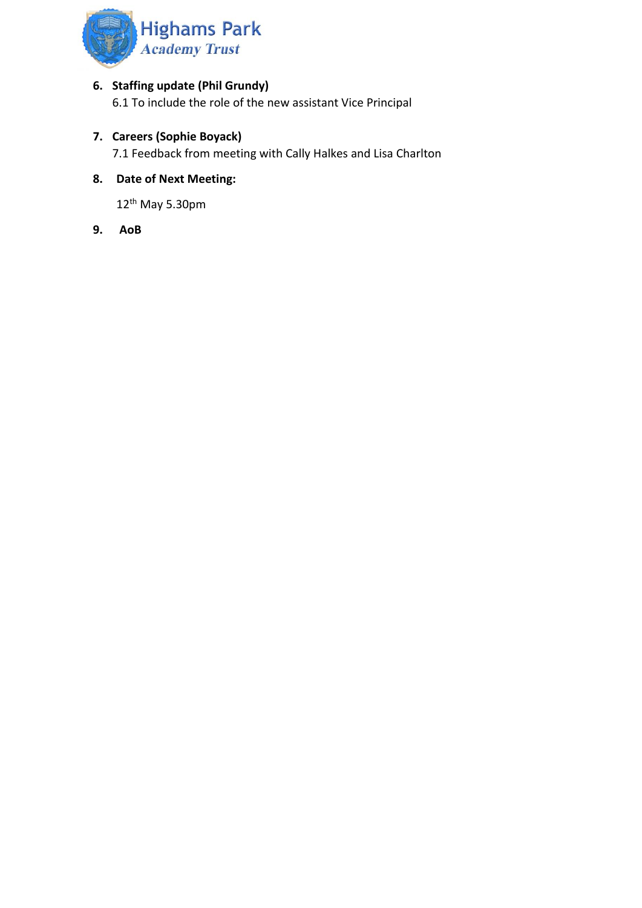6. **Staffing update (Phil Grundy)**
   6.1 To include the role of the new assistant Vice Principal

7. **Careers (Sophie Boyack)**
   7.1 Feedback from meeting with Cally Halkes and Lisa Charlton

8. **Date of Next Meeting:**

   12th May 5.30pm

9. **AoB**